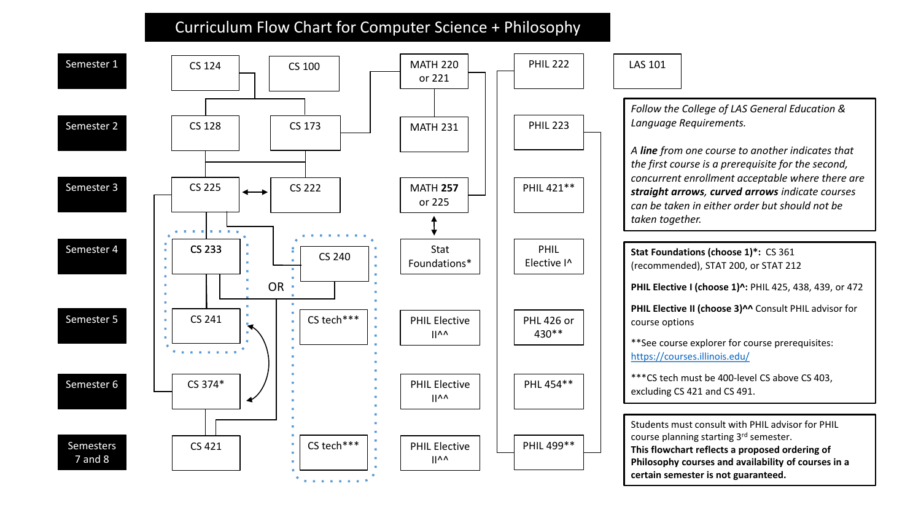# Curriculum Flow Chart for Computer Science + Philosophy

| Semester | | | | | | |
|---|---|---|---|---|---|---|
| Semester 1 | CS 124 | CS 100 | MATH 220 or 221 | | PHIL 222 | LAS 101 |
| Semester 2 | CS 128 | CS 173 | MATH 231 | | PHIL 223 | |
| Semester 3 | CS 225 | CS 222 | MATH **257** or 225 | | PHIL 421** | |
| Semester 4 | CS 233 | OR CS 240 | Stat Foundations* | | PHIL Elective I^ | |
| Semester 5 | CS 241 | CS tech*** | PHIL Elective II^^ | | PHL 426 or 430** | |
| Semester 6 | CS 374* | | PHIL Elective II^^ | | PHL 454** | |
| Semesters 7 and 8 | CS 421 | CS tech*** | PHIL Elective II^^ | | PHIL 499** | |

*Follow the College of LAS General Education & Language Requirements.*

*A **line** from one course to another indicates that the first course is a prerequisite for the second, concurrent enrollment acceptable where there are **straight arrows**, **curved arrows** indicate courses can be taken in either order but should not be taken together.*

**Stat Foundations (choose 1)*:** CS 361 (recommended), STAT 200, or STAT 212

**PHIL Elective I (choose 1)^:** PHIL 425, 438, 439, or 472

**PHIL Elective II (choose 3)^^** Consult PHIL advisor for course options

**See course explorer for course prerequisites: https://courses.illinois.edu/

***CS tech must be 400-level CS above CS 403, excluding CS 421 and CS 491.

Students must consult with PHIL advisor for PHIL course planning starting 3rd semester.
**This flowchart reflects a proposed ordering of Philosophy courses and availability of courses in a certain semester is not guaranteed.**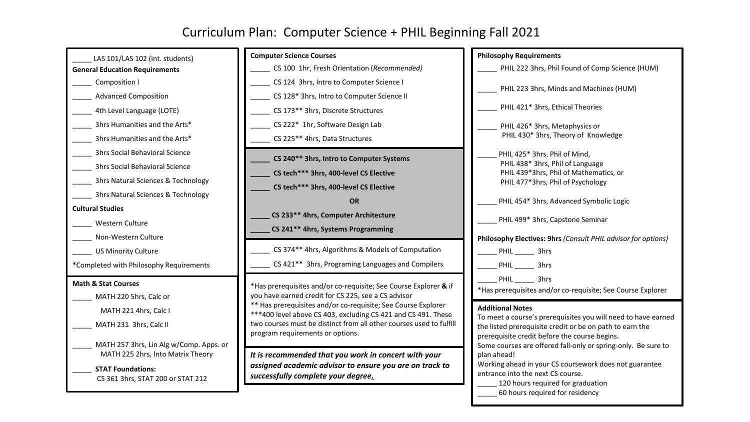# Curriculum Plan: Computer Science + PHIL Beginning Fall 2021

_____ LAS 101/LAS 102 (int. students)

**General Education Requirements**

- _____ Composition I
- _____ Advanced Composition
- _____ 4th Level Language (LOTE)
- _____ 3hrs Humanities and the Arts*
- _____ 3hrs Humanities and the Arts*
- _____ 3hrs Social Behavioral Science
- _____ 3hrs Social Behavioral Science
- _____ 3hrs Natural Sciences & Technology
- _____ 3hrs Natural Sciences & Technology

**Cultural Studies**

- _____ Western Culture
- _____ Non-Western Culture
- _____ US Minority Culture

*Completed with Philosophy Requirements

**Math & Stat Courses**

- _____ MATH 220 5hrs, Calc or
  MATH 221 4hrs, Calc I
- _____ MATH 231 3hrs, Calc II
- _____ MATH 257 3hrs, Lin Alg w/Comp. Apps. or
  MATH 225 2hrs, Into Matrix Theory
- _____ **STAT Foundations:**
  CS 361 3hrs, STAT 200 or STAT 212

**Computer Science Courses**

- _____ CS 100 1hr, Fresh Orientation (*Recommended)*
- _____ CS 124 3hrs, Intro to Computer Science I
- _____ CS 128* 3hrs, Intro to Computer Science II
- _____ CS 173** 3hrs, Discrete Structures
- _____ CS 222* 1hr, Software Design Lab
- _____ CS 225** 4hrs, Data Structures

**_____ CS 240** 3hrs, Intro to Computer Systems**
**_____ CS tech*** 3hrs, 400-level CS Elective**
**_____ CS tech*** 3hrs, 400-level CS Elective**

**OR**

**_____ CS 233** 4hrs, Computer Architecture**
**_____ CS 241** 4hrs, Systems Programming**

- _____ CS 374** 4hrs, Algorithms & Models of Computation
- _____ CS 421** 3hrs, Programing Languages and Compilers

*Has prerequisites and/or co-requisite; See Course Explorer **&** if you have earned credit for CS 225, see a CS advisor
** Has prerequisites and/or co-requisite; See Course Explorer
***400 level above CS 403, excluding CS 421 and CS 491. These two courses must be distinct from all other courses used to fulfill program requirements or options.

***It is recommended that you work in concert with your assigned academic advisor to ensure you are on track to successfully complete your degree.***

**Philosophy Requirements**

- _____ PHIL 222 3hrs, Phil Found of Comp Science (HUM)
- _____ PHIL 223 3hrs, Minds and Machines (HUM)
- _____ PHIL 421* 3hrs, Ethical Theories
- _____ PHIL 426* 3hrs, Metaphysics or
  PHIL 430* 3hrs, Theory of Knowledge
- _____ PHIL 425* 3hrs, Phil of Mind,
  PHIL 438* 3hrs, Phil of Language
  PHIL 439*3hrs, Phil of Mathematics, or
  PHIL 477*3hrs, Phil of Psychology
- _____ PHIL 454* 3hrs, Advanced Symbolic Logic
- _____ PHIL 499* 3hrs, Capstone Seminar

**Philosophy Electives: 9hrs** *(Consult PHIL advisor for options)*

- _____ PHIL _____ 3hrs
- _____ PHIL _____ 3hrs
- _____ PHIL _____ 3hrs

*Has prerequisites and/or co-requisite; See Course Explorer

**Additional Notes**

To meet a course's prerequisites you will need to have earned the listed prerequisite credit or be on path to earn the prerequisite credit before the course begins.
Some courses are offered fall-only or spring-only. Be sure to plan ahead!
Working ahead in your CS coursework does not guarantee entrance into the next CS course.

- _____ 120 hours required for graduation
- _____ 60 hours required for residency